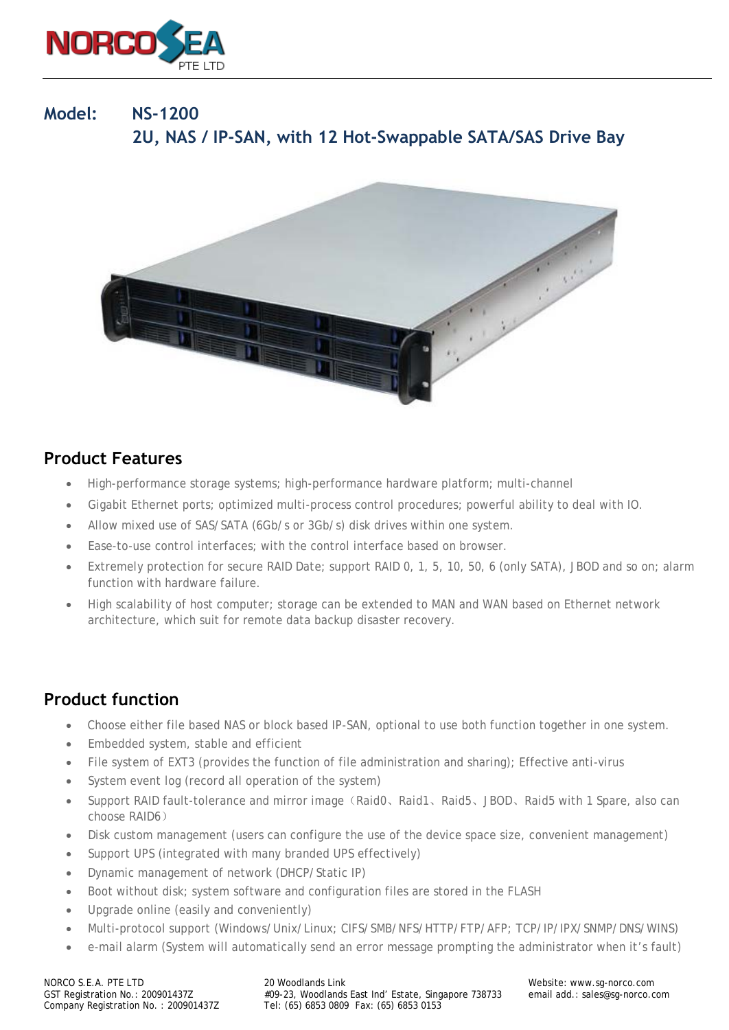**Model: NS-1200**

**2U, NAS / IP-SAN, with 12 Hot-Swappable SATA/SAS Drive Bay**

## Product Features

- High-performance storage systems; high-performance hardware platform; multi-channel
- Gigabit Ethernet ports; optimized multi-process control procedures; powerful ability to deal with IO.
- Allow mixed use of SAS/SATA (6Gb/s or 3Gb/s) disk drives within one system.
- Ease-to-use control interfaces; with the control interface based on browser.
- Extremely protection for secure RAID Date; support RAID 0, 1, 5, 10, 50, 6 (only SATA), JBOD and so on; alarm function with hardware failure.
- High scalability of host computer; storage can be extended to MAN and WAN based on Ethernet network architecture, which suit for remote data backup disaster recovery.

## Product function

- Choose either file based NAS or block based IP-SAN, optional to use both function together in one system.
- Embedded system, stable and efficient
- File system of EXT3 (provides the function of file administration and sharing); Effective anti-virus
- System event log (record all operation of the system)
- Support RAID fault-tolerance and mirror image（Raid0、Raid1、Raid5、JBOD、Raid5 with 1 Spare, also can choose RAID6）
- Disk custom management (users can configure the use of the device space size, convenient management)
- Support UPS (integrated with many branded UPS effectively)
- Dynamic management of network (DHCP/Static IP)
- Boot without disk; system software and configuration files are stored in the FLASH
- Upgrade online (easily and conveniently)
- Multi-protocol support (Windows/Unix/Linux; CIFS/SMB/NFS/HTTP/FTP/AFP; TCP/IP/IPX/SNMP/DNS/WINS)
- e-mail alarm (System will automatically send an error message prompting the administrator when it's fault)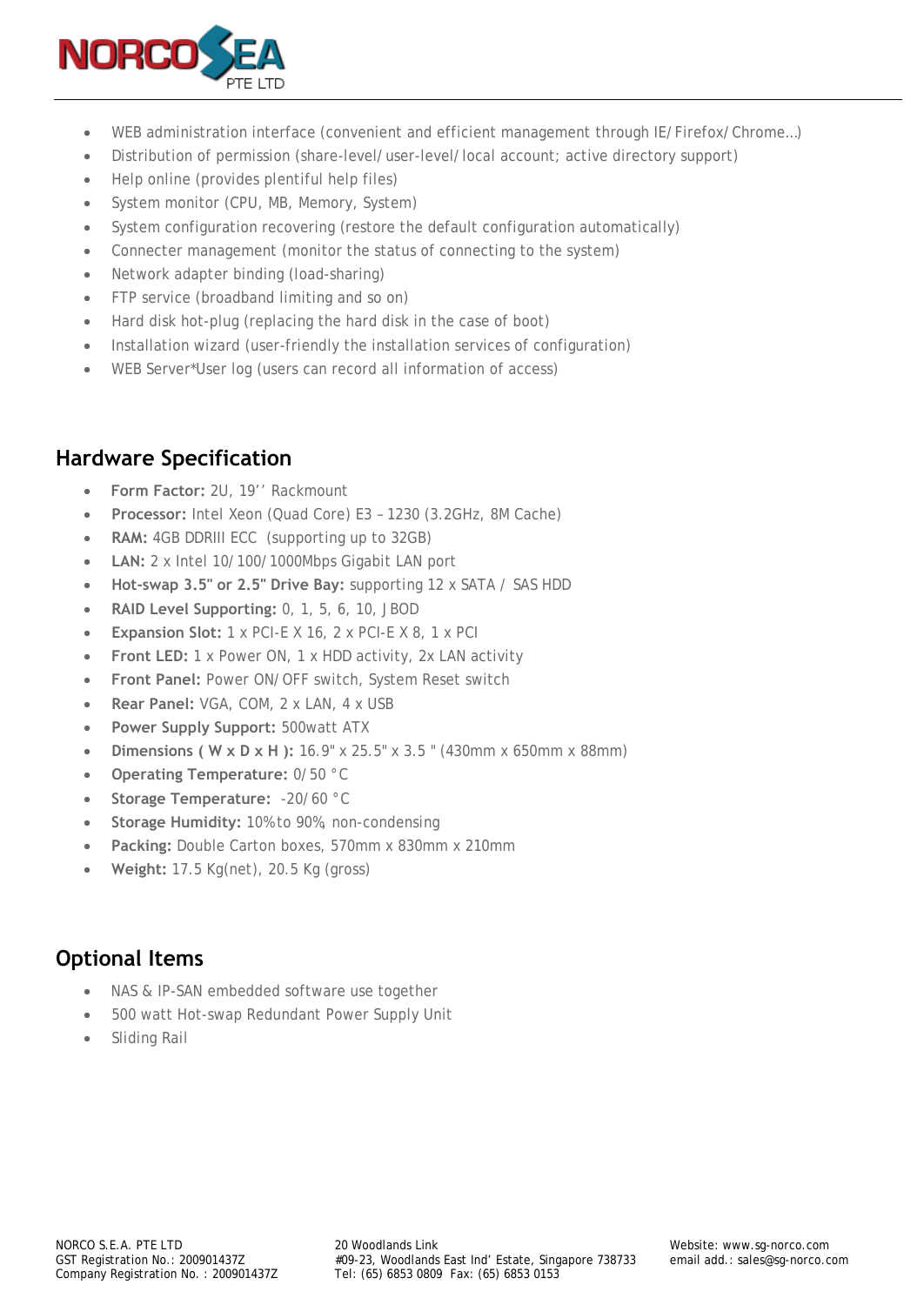- WEB administration interface (convenient and efficient management through IE/Firefox/Chrome…)
- Distribution of permission (share-level/user-level/local account; active directory support)
- Help online (provides plentiful help files)
- System monitor (CPU, MB, Memory, System)
- System configuration recovering (restore the default configuration automatically)
- Connecter management (monitor the status of connecting to the system)
- Network adapter binding (load-sharing)
- FTP service (broadband limiting and so on)
- Hard disk hot-plug (replacing the hard disk in the case of boot)
- Installation wizard (user-friendly the installation services of configuration)
- WEB Server*User log (users can record all information of access)

## Hardware Specification

- **Form Factor:** 2U, 19'' Rackmount
- **Processor:** Intel Xeon (Quad Core) E3 – 1230 (3.2GHz, 8M Cache)
- **RAM:** 4GB DDRIII ECC (supporting up to 32GB)
- **LAN:** 2 x Intel 10/100/1000Mbps Gigabit LAN port
- **Hot-swap 3.5" or 2.5" Drive Bay:** supporting 12 x SATA / SAS HDD
- **RAID Level Supporting:** 0, 1, 5, 6, 10, JBOD
- **Expansion Slot:** 1 x PCI-E X 16, 2 x PCI-E X 8, 1 x PCI
- **Front LED:** 1 x Power ON, 1 x HDD activity, 2x LAN activity
- **Front Panel:** Power ON/OFF switch, System Reset switch
- **Rear Panel:** VGA, COM, 2 x LAN, 4 x USB
- **Power Supply Support:** 500watt ATX
- **Dimensions ( W x D x H ):** 16.9" x 25.5" x 3.5 " (430mm x 650mm x 88mm)
- **Operating Temperature:** 0/50 °C
- **Storage Temperature:** -20/60 °C
- **Storage Humidity:** 10% to 90%, non-condensing
- **Packing:** Double Carton boxes, 570mm x 830mm x 210mm
- **Weight:** 17.5 Kg(net), 20.5 Kg (gross)

## Optional Items

- NAS & IP-SAN embedded software use together
- 500 watt Hot-swap Redundant Power Supply Unit
- Sliding Rail